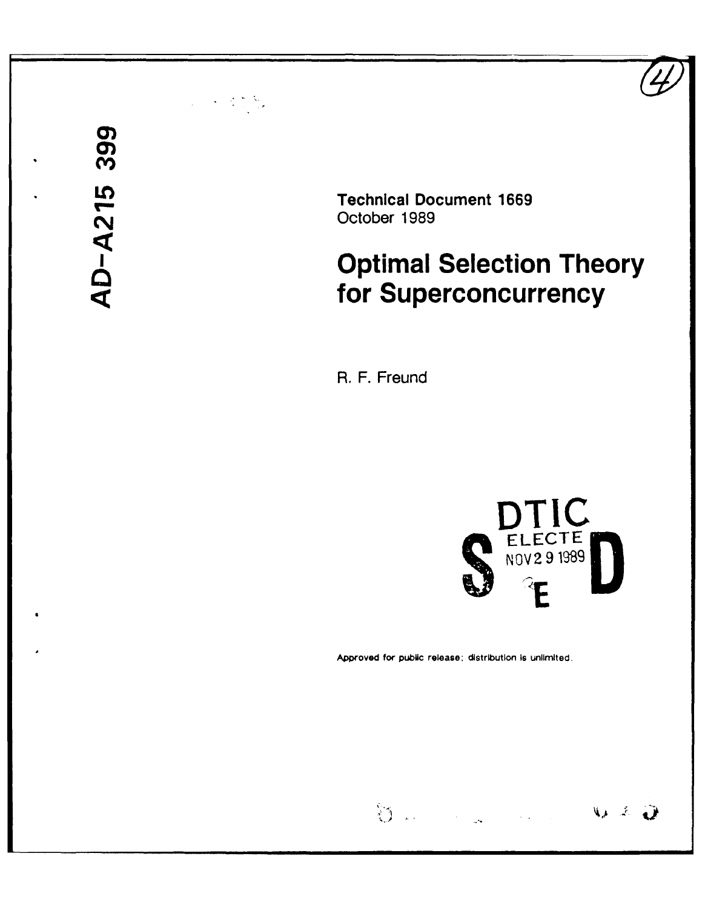AD-A215 399

**Technical Document 1669**
October 1989

# Optimal Selection Theory for Superconcurrency

R. F. Freund

DTIC
ELECTE
NOV 29 1989
S E D

Approved for public release; distribution is unlimited.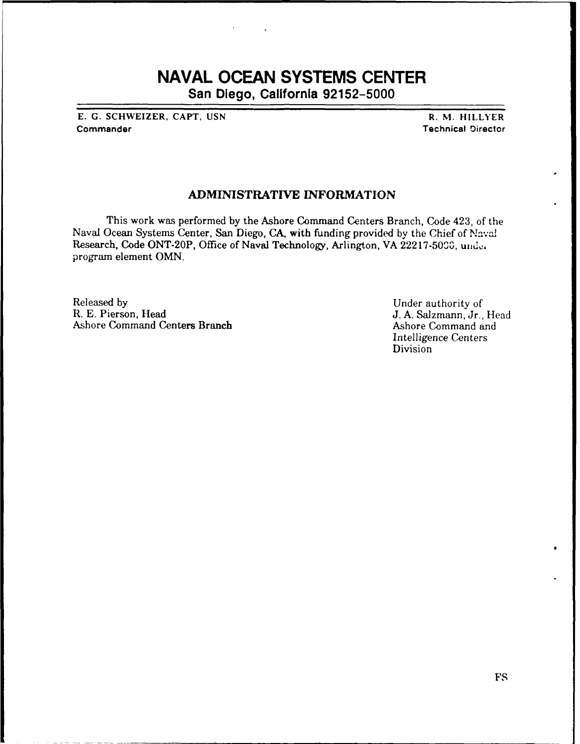# NAVAL OCEAN SYSTEMS CENTER

**San Diego, California 92152–5000**

E. G. SCHWEIZER, CAPT, USN
**Commander**

R. M. HILLYER
**Technical Director**

## ADMINISTRATIVE INFORMATION

This work was performed by the Ashore Command Centers Branch, Code 423, of the Naval Ocean Systems Center, San Diego, CA, with funding provided by the Chief of Naval Research, Code ONT-20P, Office of Naval Technology, Arlington, VA 22217-5000, under program element OMN.

Released by
R. E. Pierson, Head
Ashore Command Centers Branch

Under authority of
J. A. Salzmann, Jr., Head
Ashore Command and
Intelligence Centers
Division

FS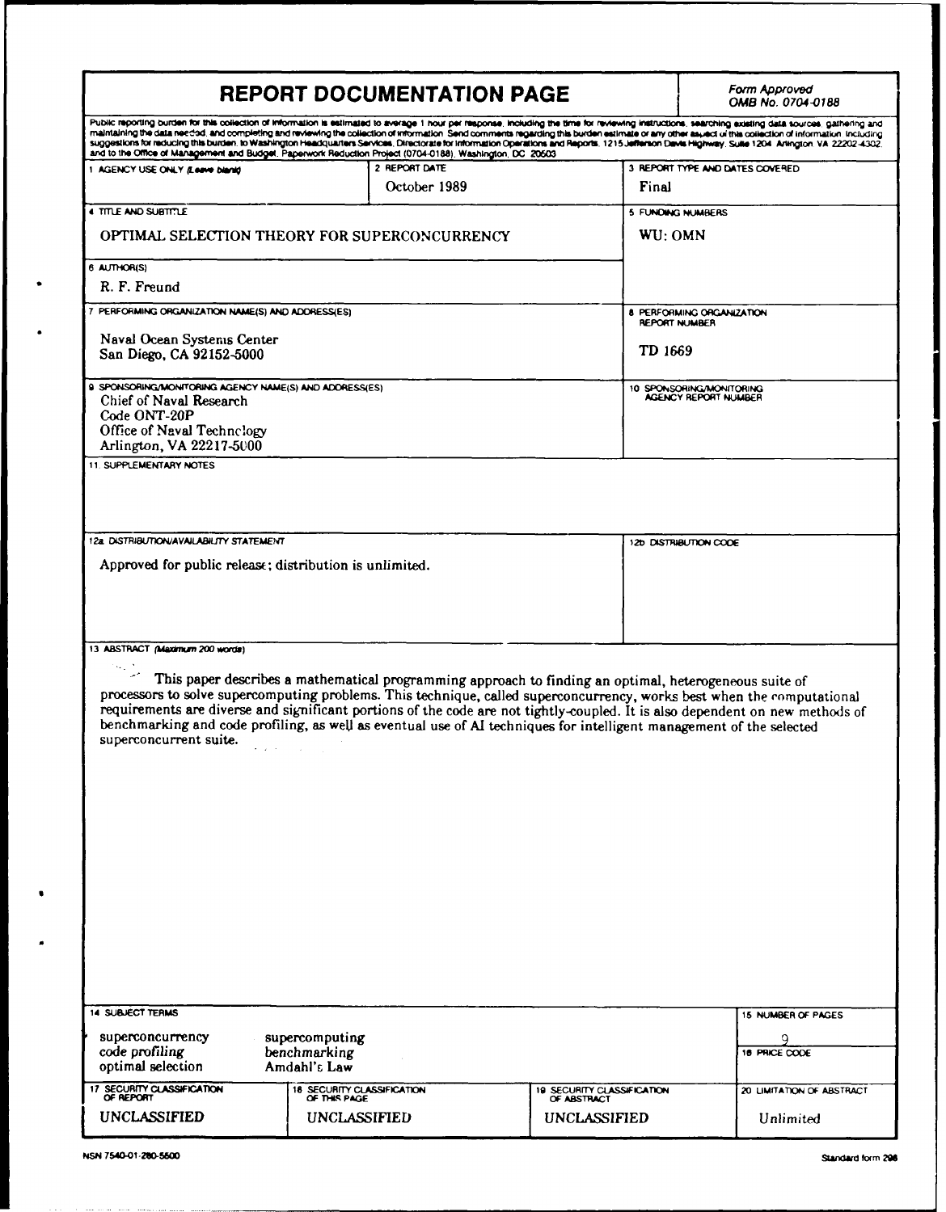# REPORT DOCUMENTATION PAGE

*Form Approved*
*OMB No. 0704-0188*

Public reporting burden for this collection of information is estimated to average 1 hour per response, including the time for reviewing instructions, searching existing data sources, gathering and maintaining the data needed, and completing and reviewing the collection of information. Send comments regarding this burden estimate or any other aspect of this collection of information, including suggestions for reducing this burden, to Washington Headquarters Services, Directorate for Information Operations and Reports, 1215 Jefferson Davis Highway, Suite 1204, Arlington, VA 22202-4302, and to the Office of Management and Budget, Paperwork Reduction Project (0704-0188), Washington, DC 20503.

| 1. AGENCY USE ONLY (Leave blank) | 2. REPORT DATE | 3. REPORT TYPE AND DATES COVERED |
|---|---|---|
| | October 1989 | Final |

**4. TITLE AND SUBTITLE**
OPTIMAL SELECTION THEORY FOR SUPERCONCURRENCY

**5. FUNDING NUMBERS**
WU: OMN

**6. AUTHOR(S)**
R. F. Freund

**7. PERFORMING ORGANIZATION NAME(S) AND ADDRESS(ES)**
Naval Ocean Systems Center
San Diego, CA 92152-5000

**8. PERFORMING ORGANIZATION REPORT NUMBER**
TD 1669

**9. SPONSORING/MONITORING AGENCY NAME(S) AND ADDRESS(ES)**
Chief of Naval Research
Code ONT-20P
Office of Naval Technology
Arlington, VA 22217-5000

**10. SPONSORING/MONITORING AGENCY REPORT NUMBER**

**11. SUPPLEMENTARY NOTES**

**12a. DISTRIBUTION/AVAILABILITY STATEMENT**
Approved for public release; distribution is unlimited.

**12b. DISTRIBUTION CODE**

**13. ABSTRACT (Maximum 200 words)**

This paper describes a mathematical programming approach to finding an optimal, heterogeneous suite of processors to solve supercomputing problems. This technique, called superconcurrency, works best when the computational requirements are diverse and significant portions of the code are not tightly-coupled. It is also dependent on new methods of benchmarking and code profiling, as well as eventual use of AI techniques for intelligent management of the selected superconcurrent suite.

**14. SUBJECT TERMS**
superconcurrency, supercomputing, code profiling, benchmarking, optimal selection, Amdahl's Law

**15. NUMBER OF PAGES**
9

**16. PRICE CODE**

| 17. SECURITY CLASSIFICATION OF REPORT | 18. SECURITY CLASSIFICATION OF THIS PAGE | 19. SECURITY CLASSIFICATION OF ABSTRACT | 20. LIMITATION OF ABSTRACT |
|---|---|---|---|
| UNCLASSIFIED | UNCLASSIFIED | UNCLASSIFIED | Unlimited |

NSN 7540-01-280-5500

Standard form 298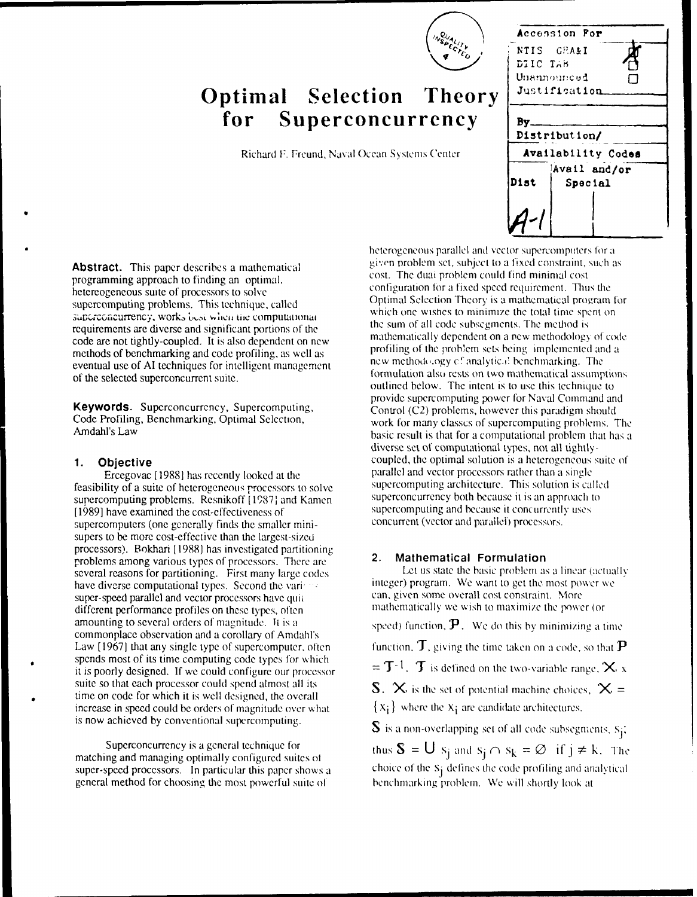# Optimal Selection Theory for Superconcurrency

Richard F. Freund, Naval Ocean Systems Center

**Abstract.** This paper describes a mathematical programming approach to finding an optimal, hetereogeneous suite of processors to solve supercomputing problems. This technique, called superconcurrency, works best when the computational requirements are diverse and significant portions of the code are not tightly-coupled. It is also dependent on new methods of benchmarking and code profiling, as well as eventual use of AI techniques for intelligent management of the selected superconcurrent suite.

**Keywords.** Superconcurrency, Supercomputing, Code Profiling, Benchmarking, Optimal Selection, Amdahl's Law

## 1. Objective

Ercegovac [1988] has recently looked at the feasibility of a suite of heterogeneous processors to solve supercomputing problems. Resnikoff [1987] and Kamen [1989] have examined the cost-effectiveness of supercomputers (one generally finds the smaller mini-supers to be more cost-effective than the largest-sized processors). Bokhari [1988] has investigated partitioning problems among various types of processors. There are several reasons for partitioning. First many large codes have diverse computational types. Second the various super-speed parallel and vector processors have quite different performance profiles on these types, often amounting to several orders of magnitude. It is a commonplace observation and a corollary of Amdahl's Law [1967] that any single type of supercomputer, often spends most of its time computing code types for which it is poorly designed. If we could configure our processor suite so that each processor could spend almost all its time on code for which it is well designed, the overall increase in speed could be orders of magnitude over what is now achieved by conventional supercomputing.

Superconcurrency is a general technique for matching and managing optimally configured suites of super-speed processors. In particular this paper shows a general method for choosing the most powerful suite of heterogeneous parallel and vector supercomputers for a given problem set, subject to a fixed constraint, such as cost. The dual problem could find minimal cost configuration for a fixed speed requirement. Thus the Optimal Selection Theory is a mathematical program for which one wishes to minimize the total time spent on the sum of all code subsegments. The method is mathematically dependent on a new methodology of code profiling of the problem sets being implemented and a new methodology of analytical benchmarking. The formulation also rests on two mathematical assumptions outlined below. The intent is to use this technique to provide supercomputing power for Naval Command and Control (C2) problems, however this paradigm should work for many classes of supercomputing problems. The basic result is that for a computational problem that has a diverse set of computational types, not all tightly-coupled, the optimal solution is a heterogeneous suite of parallel and vector processors rather than a single supercomputing architecture. This solution is called superconcurrency both because it is an approach to supercomputing and because it concurrently uses concurrent (vector and parallel) processors.

## 2. Mathematical Formulation

Let us state the basic problem as a linear (actually integer) program. We want to get the most power we can, given some overall cost constraint. More mathematically we wish to maximize the power (or speed) function, $\mathcal{P}$. We do this by minimizing a time function, $\mathcal{T}$, giving the time taken on a code, so that $\mathcal{P} = \mathcal{T}^{-1}$. $\mathcal{T}$ is defined on the two-variable range, $\mathcal{X} \times \mathcal{S}$. $\mathcal{X}$ is the set of potential machine choices, $\mathcal{X} = \{x_i\}$ where the $x_i$ are candidate architectures.

$\mathcal{S}$ is a non-overlapping set of all code subsegments, $s_j$; thus $\mathcal{S} = \bigcup s_j$ and $s_j \cap s_k = \emptyset$ if $j \neq k$. The choice of the $s_j$ defines the code profiling and analytical benchmarking problem. We will shortly look at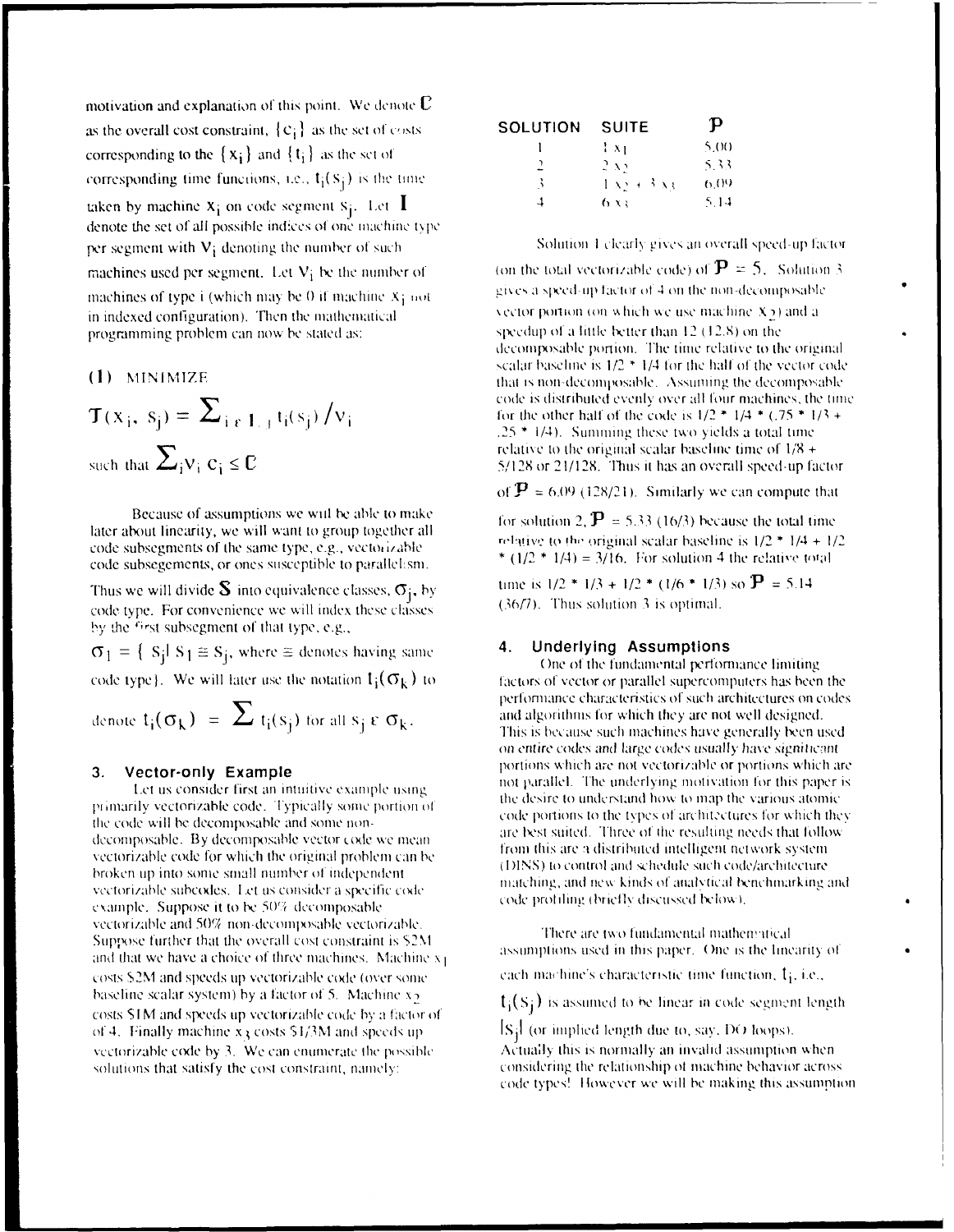motivation and explanation of this point. We denote $\mathbf{C}$ as the overall cost constraint, $\{c_i\}$ as the set of costs corresponding to the $\{x_i\}$ and $\{t_i\}$ as the set of corresponding time functions, i.e., $t_i(s_j)$ is the time taken by machine $x_i$ on code segment $s_j$. Let $\mathbf{I}$ denote the set of all possible indices of one machine type per segment with $V_i$ denoting the number of such machines used per segment. Let $V_i$ be the number of machines of type i (which may be 0 if machine $x_i$ not in indexed configuration). Then the mathematical programming problem can now be stated as:

(1) MINIMIZE

$$\mathbf{T}(x_i, s_j) = \sum_{i \in I_j} t_i(s_j) / v_i$$

such that $\sum_i v_i \, c_i \leq \mathbf{C}$

Because of assumptions we will be able to make later about linearity, we will want to group together all code subsegments of the same type, e.g., vectorizable code subsegements, or ones susceptible to parallelism. Thus we will divide $\mathbf{S}$ into equivalence classes, $\sigma_j$, by code type. For convenience we will index these classes by the first subsegment of that type, e.g., $\sigma_1 = \{ S_j | S_1 \cong S_j$, where $\cong$ denotes having same code type$\}$. We will later use the notation $t_i(\sigma_k)$ to denote $t_i(\sigma_k) = \sum t_i(s_j)$ for all $s_j \in \sigma_k$.

## 3. Vector-only Example

Let us consider first an intuitive example using primarily vectorizable code. Typically some portion of the code will be decomposable and some non-decomposable. By decomposable vector code we mean vectorizable code for which the original problem can be broken up into some small number of independent vectorizable subcodes. Let us consider a specific code example. Suppose it to be 50% decomposable vectorizable and 50% non-decomposable vectorizable. Suppose further that the overall cost constraint is \$2M and that we have a choice of three machines. Machine $x_1$ costs \$2M and speeds up vectorizable code (over some baseline scalar system) by a factor of 5. Machine $x_2$ costs \$1M and speeds up vectorizable code by a factor of of 4. Finally machine $x_3$ costs \$1/3M and speeds up vectorizable code by 3. We can enumerate the possible solutions that satisfy the cost constraint, namely:

| SOLUTION | SUITE | $\mathbf{P}$ |
|---|---|---|
| 1 | 1 $x_1$ | 5.00 |
| 2 | 2 $x_2$ | 5.33 |
| 3 | 1 $x_2$ + 3 $x_3$ | 6.09 |
| 4 | 6 $x_3$ | 5.14 |

Solution 1 clearly gives an overall speed-up factor (on the total vectorizable code) of $\mathbf{P} = 5$. Solution 3 gives a speed-up factor of 4 on the non-decomposable vector portion (on which we use machine $x_2$) and a speedup of a little better than 12 (12.8) on the decomposable portion. The time relative to the original scalar baseline is 1/2 * 1/4 for the half of the vector code that is non-decomposable. Assuming the decomposable code is distributed evenly over all four machines, the time for the other half of the code is 1/2 * 1/4 * (.75 * 1/3 + .25 * 1/4). Summing these two yields a total time relative to the original scalar baseline time of 1/8 + 5/128 or 21/128. Thus it has an overall speed-up factor of $\mathbf{P} = 6.09$ (128/21). Similarly we can compute that for solution 2, $\mathbf{P} = 5.33$ (16/3) because the total time relative to the original scalar baseline is 1/2 * 1/4 + 1/2 * (1/2 * 1/4) = 3/16. For solution 4 the relative total time is 1/2 * 1/3 + 1/2 * (1/6 * 1/3) so $\mathbf{P} = 5.14$ (36/7). Thus solution 3 is optimal.

## 4. Underlying Assumptions

One of the fundamental performance limiting factors of vector or parallel supercomputers has been the performance characteristics of such architectures on codes and algorithms for which they are not well designed. This is because such machines have generally been used *on entire codes and large codes usually have significant* portions which are not vectorizable or portions which are not parallel. The underlying motivation for this paper is the desire to understand how to map the various atomic code portions to the types of architectures for which they are best suited. Three of the resulting needs that follow from this are a distributed intelligent network system (DINS) to control and schedule such code/architecture matching, and new kinds of analytical benchmarking and code profiling (briefly discussed below).

There are two fundamental mathematical assumptions used in this paper. One is the linearity of each machine's characteristic time function, $t_i$, i.e., $t_i(s_j)$ is assumed to be linear in code segment length $|s_j|$ (or implied length due to, say, DO loops). Actually this is normally an invalid assumption when considering the relationship of machine behavior across code types! However we will be making this assumption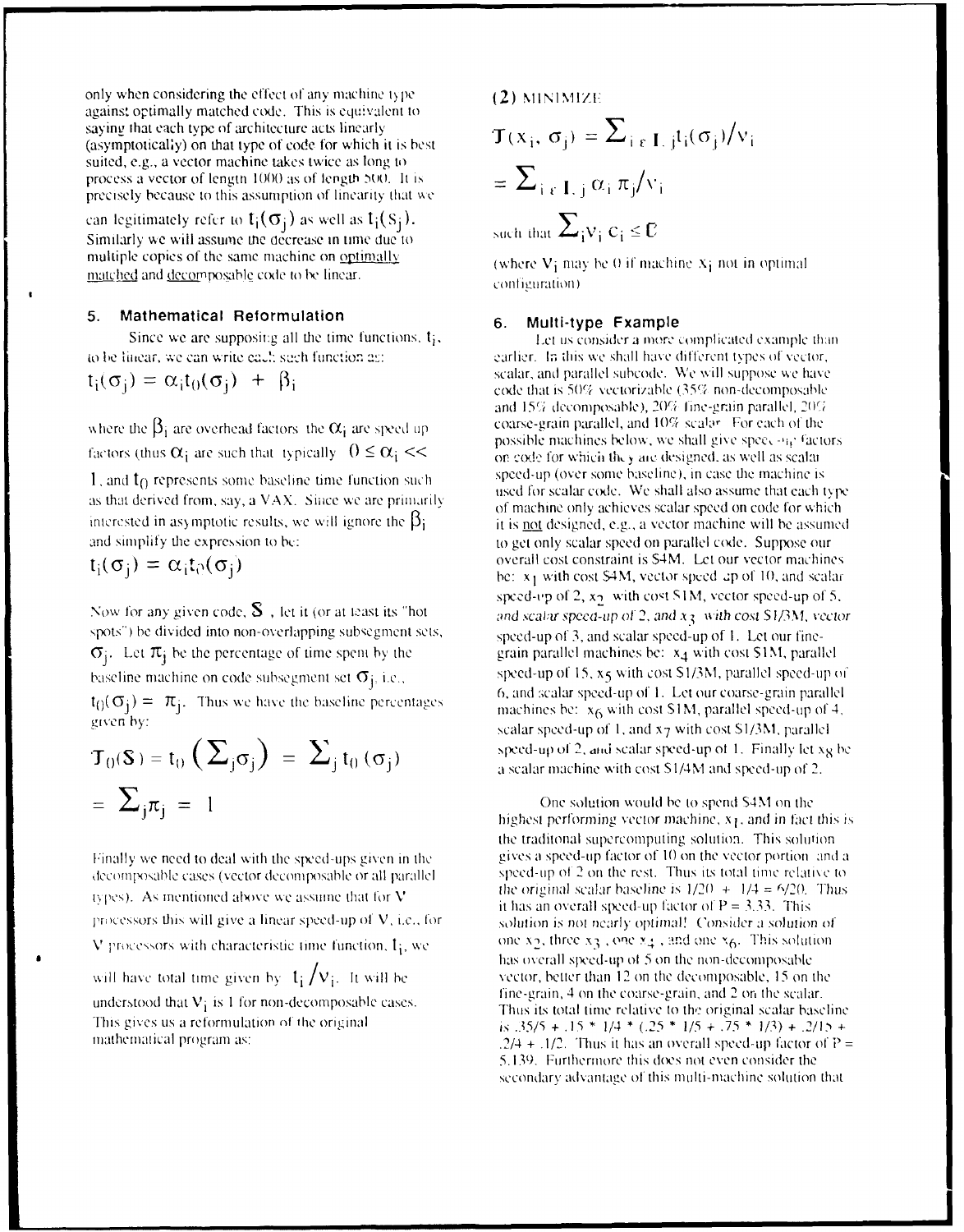only when considering the effect of any machine type against optimally matched code. This is equivalent to saying that each type of architecture acts linearly (asymptotically) on that type of code for which it is best suited, e.g., a vector machine takes twice as long to process a vector of length 1000 as of length 500. It is precisely because to this assumption of linearity that we can legitimately refer to $t_i(\sigma_j)$ as well as $t_i(S_j)$. Similarly we will assume the decrease in time due to multiple copies of the same machine on optimally matched and decomposable code to be linear.

## 5. Mathematical Reformulation

Since we are supposing all the time functions, $t_i$, to be linear, we can write each such function as:

$$t_i(\sigma_j) = \alpha_i t_0(\sigma_j) + \beta_i$$

where the $\beta_i$ are overhead factors the $\alpha_i$ are speed up factors (thus $\alpha_i$ are such that typically $0 \leq \alpha_i << 1$, and $t_0$ represents some baseline time function such as that derived from, say, a VAX. Since we are primarily interested in asymptotic results, we will ignore the $\beta_i$ and simplify the expression to be:

$$t_i(\sigma_j) = \alpha_i t_0(\sigma_j)$$

Now for any given code, $S$, let it (or at least its "hot spots") be divided into non-overlapping subsegment sets, $\sigma_j$. Let $\pi_j$ be the percentage of time spent by the baseline machine on code subsegment set $\sigma_j$, i.e., $t_0(\sigma_j) = \pi_j$. Thus we have the baseline percentages given by:

$$T_0(S) = t_0\left(\sum_j \sigma_j\right) = \sum_j t_0(\sigma_j)$$

$$= \sum_j \pi_j = 1$$

Finally we need to deal with the speed-ups given in the decomposable cases (vector decomposable or all parallel types). As mentioned above we assume that for V processors this will give a linear speed-up of V, i.e., for V processors with characteristic time function, $t_i$, we will have total time given by $t_i / v_i$. It will be understood that $v_i$ is 1 for non-decomposable cases. This gives us a reformulation of the original mathematical program as:

(2) MINIMIZE

$$T(x_i, \sigma_j) = \sum_{i \in I, j} t_i(\sigma_j)/v_i$$

$$= \sum_{i \in I, j} \alpha_i \pi_j / v_i$$

such that $\sum_i v_i c_i \leq C$

(where $v_i$ may be 0 if machine $x_i$ not in optimal configuration)

## 6. Multi-type Example

Let us consider a more complicated example than earlier. In this we shall have different types of vector, scalar, and parallel subcode. We will suppose we have code that is 50% vectorizable (35% non-decomposable and 15% decomposable), 20% fine-grain parallel, 20% coarse-grain parallel, and 10% scalar. For each of the possible machines below, we shall give speed-up factors on code for which they are designed, as well as scalar speed-up (over some baseline), in case the machine is used for scalar code. We shall also assume that each type of machine only achieves scalar speed on code for which it is not designed, e.g., a vector machine will be assumed to get only scalar speed on parallel code. Suppose our overall cost constraint is \$4M. Let our vector machines be: $x_1$ with cost \$4M, vector speed-up of 10, and scalar speed-up of 2, $x_2$ with cost \$1M, vector speed-up of 5, and scalar speed-up of 2, and $x_3$ with cost \$1/3M, vector speed-up of 3, and scalar speed-up of 1. Let our fine-grain parallel machines be: $x_4$ with cost \$1M, parallel speed-up of 15, $x_5$ with cost \$1/3M, parallel speed-up of 6, and scalar speed-up of 1. Let our coarse-grain parallel machines be: $x_6$ with cost \$1M, parallel speed-up of 4, scalar speed-up of 1, and $x_7$ with cost \$1/3M, parallel speed-up of 2, and scalar speed-up of 1. Finally let $x_8$ be a scalar machine with cost \$1/4M and speed-up of 2.

One solution would be to spend \$4M on the highest performing vector machine, $x_1$, and in fact this is the traditonal supercomputing solution. This solution gives a speed-up factor of 10 on the vector portion and a speed-up of 2 on the rest. Thus its total time relative to the original scalar baseline is 1/20 + 1/4 = 6/20. Thus it has an overall speed-up factor of P = 3.33. This solution is not nearly optimal! Consider a solution of one $x_2$, three $x_3$, one $x_4$, and one $x_6$. This solution has overall speed-up of 5 on the non-decomposable vector, better than 12 on the decomposable, 15 on the fine-grain, 4 on the coarse-grain, and 2 on the scalar. Thus its total time relative to the original scalar baseline is .35/5 + .15 * 1/4 * (.25 * 1/5 + .75 * 1/3) + .2/15 + .2/4 + .1/2. Thus it has an overall speed-up factor of P = 5.139. Furthermore this does not even consider the secondary advantage of this multi-machine solution that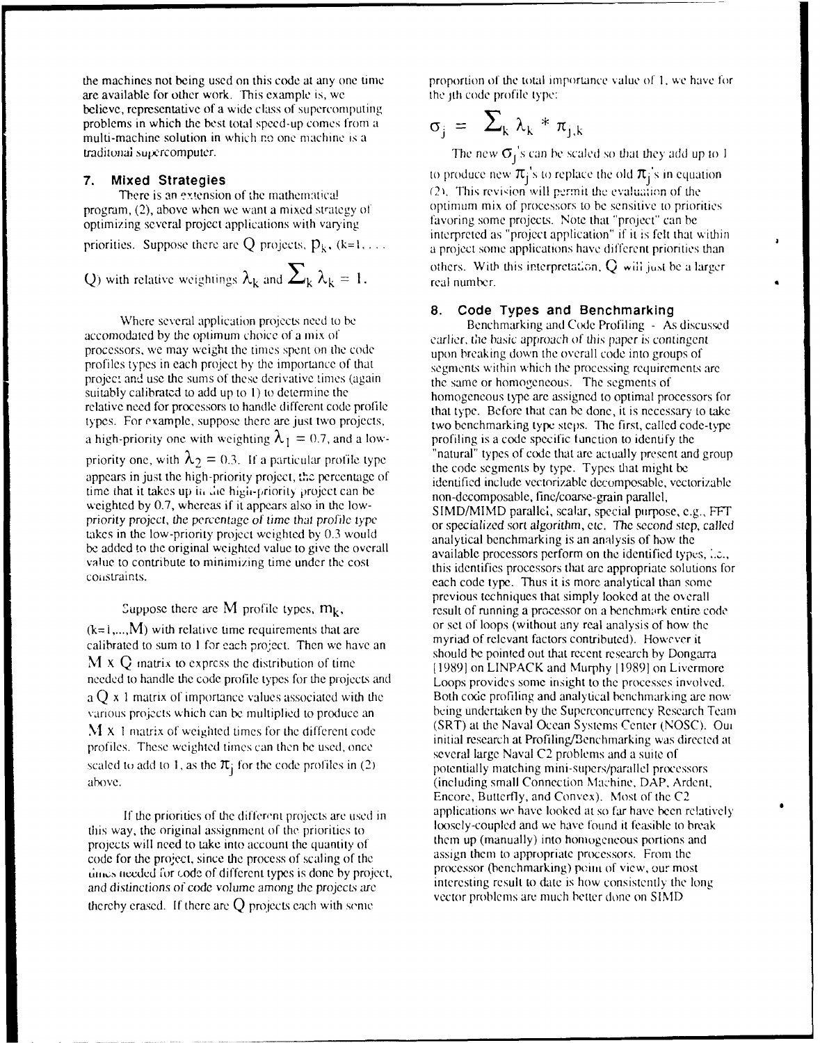the machines not being used on this code at any one time are available for other work. This example is, we believe, representative of a wide class of supercomputing problems in which the best total speed-up comes from a multi-machine solution in which no one machine is a traditional supercomputer.

## 7. Mixed Strategies

There is an extension of the mathematical program, (2), above when we want a mixed strategy of optimizing several project applications with varying priorities. Suppose there are $Q$ projects, $p_k$, ($k=1, \ldots Q$) with relative weightings $\lambda_k$ and $\sum_k \lambda_k = 1$.

Where several application projects need to be accomodated by the optimum choice of a mix of processors, we may weight the times spent on the code profiles types in each project by the importance of that project and use the sums of these derivative times (again suitably calibrated to add up to 1) to determine the relative need for processors to handle different code profile types. For example, suppose there are just two projects, a high-priority one with weighting $\lambda_1 = 0.7$, and a low-priority one, with $\lambda_2 = 0.3$. If a particular profile type appears in just the high-priority project, the percentage of time that it takes up in the high-priority project can be weighted by 0.7, whereas if it appears also in the low-priority project, the percentage of time that profile type takes in the low-priority project weighted by 0.3 would be added to the original weighted value to give the overall value to contribute to minimizing time under the cost constraints.

Suppose there are $M$ profile types, $m_k$, ($k=1,\ldots,M$) with relative time requirements that are calibrated to sum to 1 for each project. Then we have an $M \times Q$ matrix to express the distribution of time needed to handle the code profile types for the projects and a $Q \times 1$ matrix of importance values associated with the various projects which can be multiplied to produce an $M \times 1$ matrix of weighted times for the different code profiles. These weighted times can then be used, once scaled to add to 1, as the $\pi_j$ for the code profiles in (2) above.

If the priorities of the different projects are used in this way, the original assignment of the priorities to projects will need to take into account the quantity of code for the project, since the process of scaling of the times needed for code of different types is done by project, and distinctions of code volume among the projects are thereby erased. If there are $Q$ projects each with some proportion of the total importance value of 1, we have for the jth code profile type:

$$\sigma_j = \sum_k \lambda_k * \pi_{j,k}$$

The new $\sigma_j$'s can be scaled so that they add up to 1 to produce new $\pi_j$'s to replace the old $\pi_j$'s in equation (2). This revision will permit the evaluation of the optimum mix of processors to be sensitive to priorities favoring some projects. Note that "project" can be interpreted as "project application" if it is felt that within a project some applications have different priorities than others. With this interpretation, $Q$ will just be a larger real number.

## 8. Code Types and Benchmarking

Benchmarking and Code Profiling - As discussed earlier, the basic approach of this paper is contingent upon breaking down the overall code into groups of segments within which the processing requirements are the same or homogeneous. The segments of homogeneous type are assigned to optimal processors for that type. Before that can be done, it is necessary to take two benchmarking type steps. The first, called code-type profiling is a code specific function to identify the "natural" types of code that are actually present and group the code segments by type. Types that might be identified include vectorizable decomposable, vectorizable non-decomposable, fine/coarse-grain parallel, SIMD/MIMD parallel, scalar, special purpose, e.g., FFT or specialized sort algorithm, etc. The second step, called analytical benchmarking is an analysis of how the available processors perform on the identified types, i.e., this identifies processors that are appropriate solutions for each code type. Thus it is more analytical than some previous techniques that simply looked at the overall result of running a processor on a benchmark entire code or set of loops (without any real analysis of how the myriad of relevant factors contributed). However it should be pointed out that recent research by Dongarra [1989] on LINPACK and Murphy [1989] on Livermore Loops provides some insight to the processes involved. Both code profiling and analytical benchmarking are now being undertaken by the Superconcurrency Research Team (SRT) at the Naval Ocean Systems Center (NOSC). Our initial research at Profiling/Benchmarking was directed at several large Naval C2 problems and a suite of potentially matching mini-supers/parallel processors (including small Connection Machine, DAP, Ardent, Encore, Butterfly, and Convex). Most of the C2 applications we have looked at so far have been relatively loosely-coupled and we have found it feasible to break them up (manually) into homogeneous portions and assign them to appropriate processors. From the processor (benchmarking) point of view, our most interesting result to date is how consistently the long vector problems are much better done on SIMD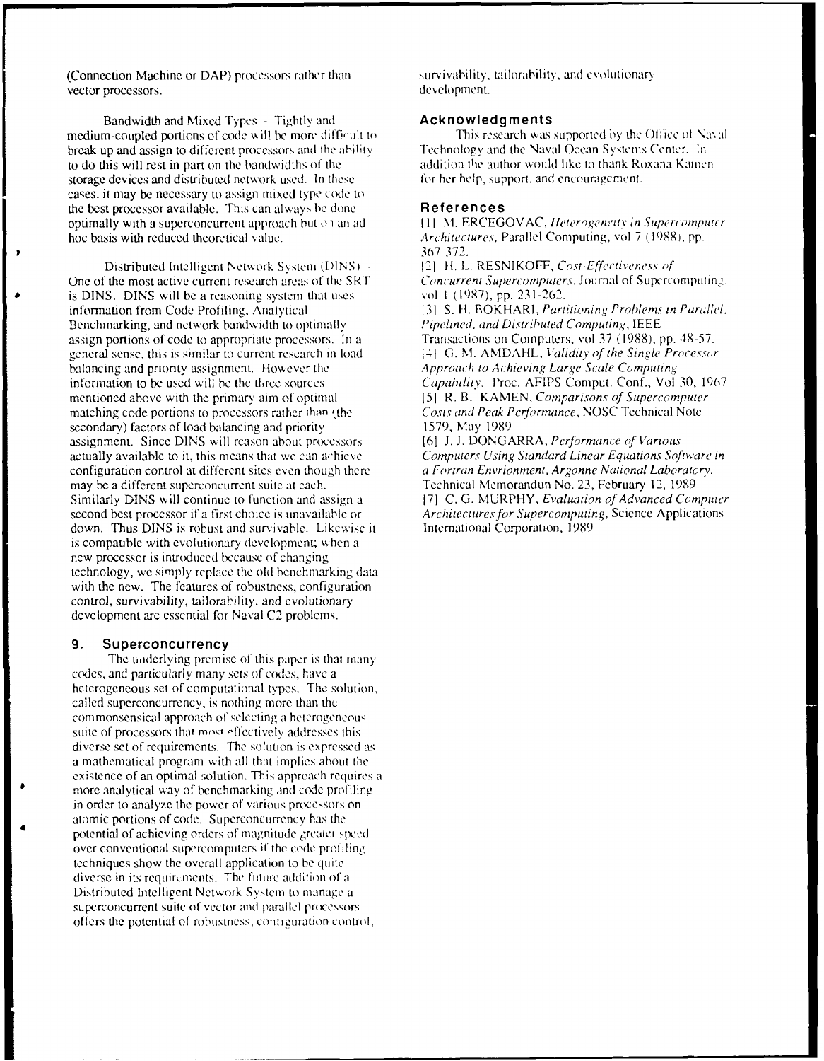(Connection Machine or DAP) processors rather than vector processors.

Bandwidth and Mixed Types - Tightly and medium-coupled portions of code will be more difficult to break up and assign to different processors and the ability to do this will rest in part on the bandwidths of the storage devices and distributed network used. In these cases, it may be necessary to assign mixed type code to the best processor available. This can always be done optimally with a superconcurrent approach but on an ad hoc basis with reduced theoretical value.

Distributed Intelligent Network System (DINS) - One of the most active current research areas of the SRT is DINS. DINS will be a reasoning system that uses information from Code Profiling, Analytical Benchmarking, and network bandwidth to optimally assign portions of code to appropriate processors. In a general sense, this is similar to current research in load balancing and priority assignment. However the information to be used will be the three sources mentioned above with the primary aim of optimal matching code portions to processors rather than (the secondary) factors of load balancing and priority assignment. Since DINS will reason about processors actually available to it, this means that we can achieve configuration control at different sites even though there may be a different superconcurrent suite at each. Similarly DINS will continue to function and assign a second best processor if a first choice is unavailable or down. Thus DINS is robust and survivable. Likewise it is compatible with evolutionary development; when a new processor is introduced because of changing technology, we simply replace the old benchmarking data with the new. The features of robustness, configuration control, survivability, tailorability, and evolutionary development are essential for Naval C2 problems.

## 9. Superconcurrency

The underlying premise of this paper is that many codes, and particularly many sets of codes, have a heterogeneous set of computational types. The solution, called superconcurrency, is nothing more than the commonsensical approach of selecting a heterogeneous suite of processors that most effectively addresses this diverse set of requirements. The solution is expressed as a mathematical program with all that implies about the existence of an optimal solution. This approach requires a more analytical way of benchmarking and code profiling in order to analyze the power of various processors on atomic portions of code. Superconcurrency has the potential of achieving orders of magnitude greater speed over conventional supercomputers if the code profiling techniques show the overall application to be quite diverse in its requirements. The future addition of a Distributed Intelligent Network System to manage a superconcurrent suite of vector and parallel processors offers the potential of robustness, configuration control, survivability, tailorability, and evolutionary development.

## Acknowledgments

This research was supported by the Office of Naval Technology and the Naval Ocean Systems Center. In addition the author would like to thank Roxana Kamen for her help, support, and encouragement.

## References

[1] M. ERCEGOVAC, *Heterogeneity in Supercomputer Architectures*, Parallel Computing, vol 7 (1988), pp. 367-372.

[2] H. L. RESNIKOFF, *Cost-Effectiveness of Concurrent Supercomputers*, Journal of Supercomputing, vol 1 (1987), pp. 231-262.

[3] S. H. BOKHARI, *Partitioning Problems in Parallel, Pipelined, and Distributed Computing*, IEEE Transactions on Computers, vol 37 (1988), pp. 48-57.

[4] G. M. AMDAHL, *Validity of the Single Processor Approach to Achieving Large Scale Computing Capability*, Proc. AFIPS Comput. Conf., Vol 30, 1967

[5] R. B. KAMEN, *Comparisons of Supercomputer Costs and Peak Performance*, NOSC Technical Note 1579, May 1989

[6] J. J. DONGARRA, *Performance of Various Computers Using Standard Linear Equations Software in a Fortran Envrionment, Argonne National Laboratory*, Technical Memorandun No. 23, February 12, 1989

[7] C. G. MURPHY, *Evaluation of Advanced Computer Architectures for Supercomputing*, Science Applications International Corporation, 1989